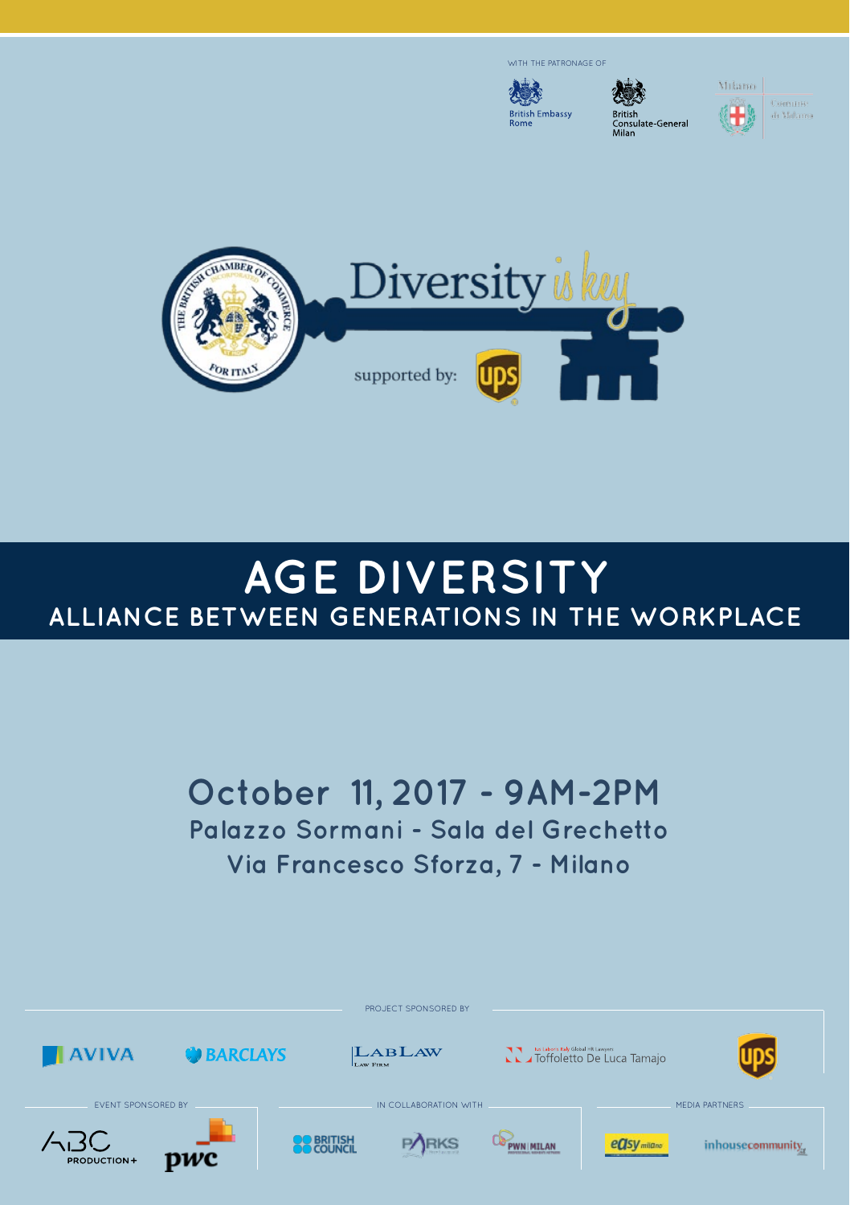WITH THE PATRONAGE OF

British Embassy Rome

British Consulate-General Milan

Milano Comune di Milano

Diversity is key

supported by: UPS

# AGE DIVERSITY

## ALLIANCE BETWEEN GENERATIONS IN THE WORKPLACE

**October 11, 2017 - 9AM-2PM**

**Palazzo Sormani - Sala del Grechetto**

**Via Francesco Sforza, 7 - Milano**

PROJECT SPONSORED BY

AVIVA · BARCLAYS · LABLAW Law Firm · Toffoletto De Luca Tamajo · UPS

EVENT SPONSORED BY

ABC PRODUCTION+ · pwc

IN COLLABORATION WITH

BRITISH COUNCIL · PARKS · PWN MILAN

MEDIA PARTNERS

easy milano · inhousecommunity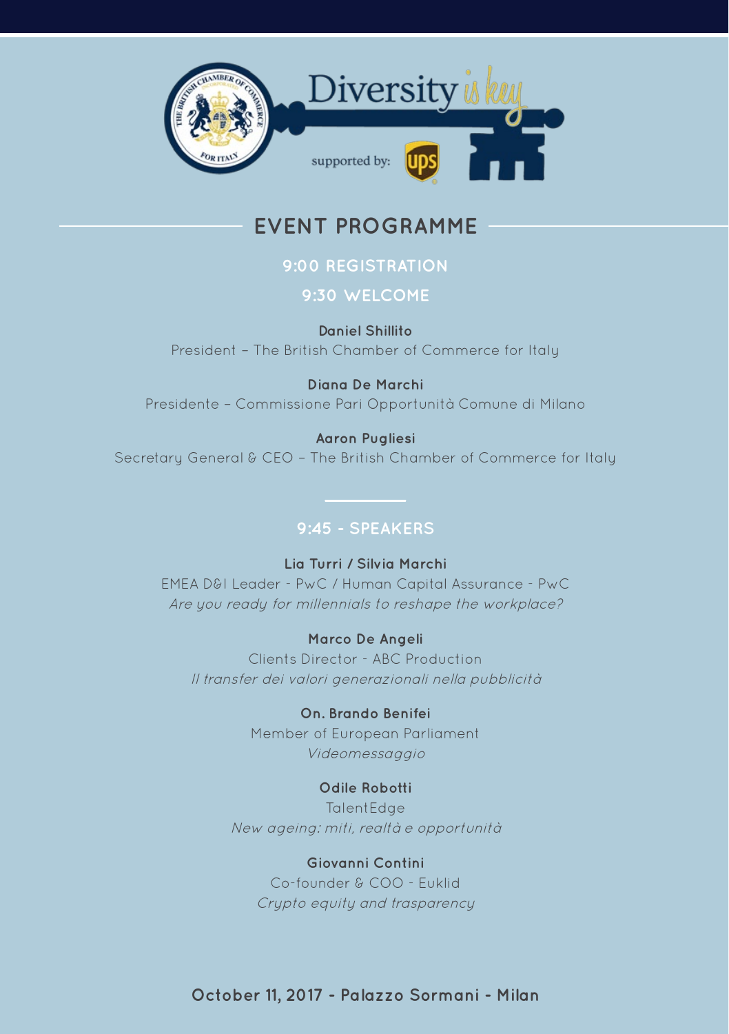Diversity is key

supported by: UPS

## EVENT PROGRAMME

### 9:00 REGISTRATION

### 9:30 WELCOME

**Daniel Shillito**
President – The British Chamber of Commerce for Italy

**Diana De Marchi**
Presidente – Commissione Pari Opportunità Comune di Milano

**Aaron Pugliesi**
Secretary General & CEO – The British Chamber of Commerce for Italy

### 9:45 - SPEAKERS

**Lia Turri / Silvia Marchi**
EMEA D&I Leader - PwC / Human Capital Assurance - PwC
*Are you ready for millennials to reshape the workplace?*

**Marco De Angeli**
Clients Director - ABC Production
*Il transfer dei valori generazionali nella pubblicità*

**On. Brando Benifei**
Member of European Parliament
*Videomessaggio*

**Odile Robotti**
TalentEdge
*New ageing: miti, realtà e opportunità*

**Giovanni Contini**
Co-founder & COO - Euklid
*Crypto equity and trasparency*

**October 11, 2017 - Palazzo Sormani - Milan**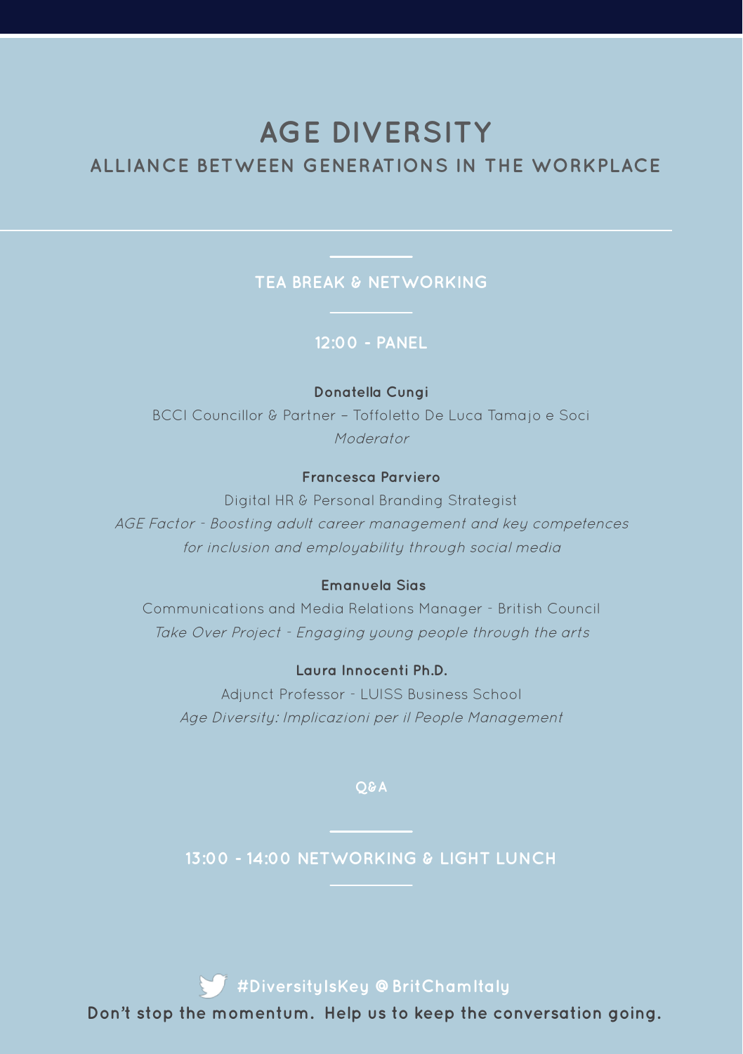# AGE DIVERSITY

## ALLIANCE BETWEEN GENERATIONS IN THE WORKPLACE

### TEA BREAK & NETWORKING

### 12:00 - PANEL

**Donatella Cungi**
BCCI Councillor & Partner – Toffoletto De Luca Tamajo e Soci
*Moderator*

**Francesca Parviero**
Digital HR & Personal Branding Strategist
*AGE Factor - Boosting adult career management and key competences for inclusion and employability through social media*

**Emanuela Sias**
Communications and Media Relations Manager - British Council
*Take Over Project - Engaging young people through the arts*

**Laura Innocenti Ph.D.**
Adjunct Professor - LUISS Business School
*Age Diversity: Implicazioni per il People Management*

Q&A

### 13:00 - 14:00 NETWORKING & LIGHT LUNCH

#DiversityIsKey @BritChamItaly

**Don't stop the momentum. Help us to keep the conversation going.**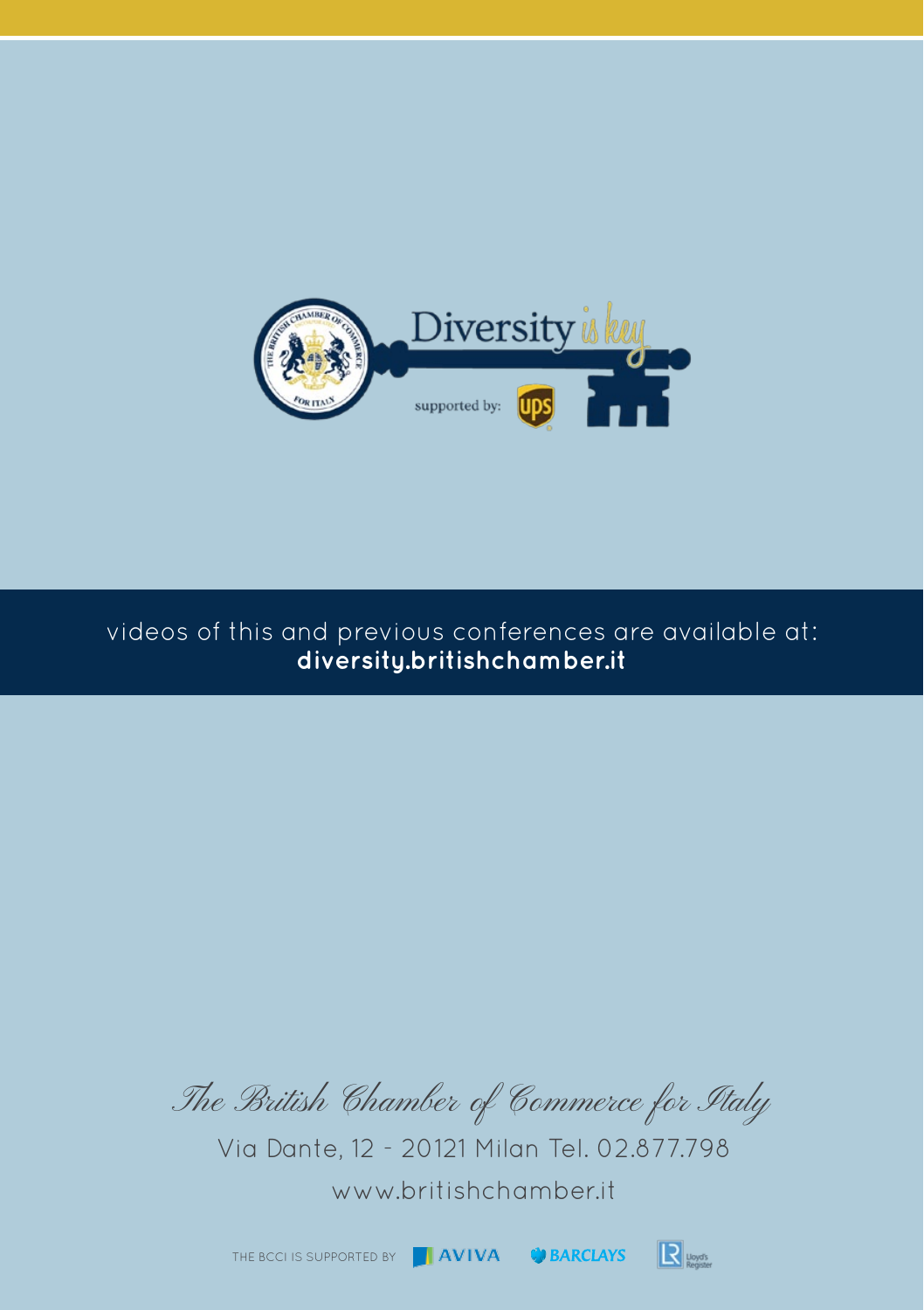Diversity is key

supported by: UPS

videos of this and previous conferences are available at:
**diversity.britishchamber.it**

*The British Chamber of Commerce for Italy*

Via Dante, 12 - 20121 Milan Tel. 02.877.798

www.britishchamber.it

THE BCCI IS SUPPORTED BY AVIVA BARCLAYS Lloyd's Register